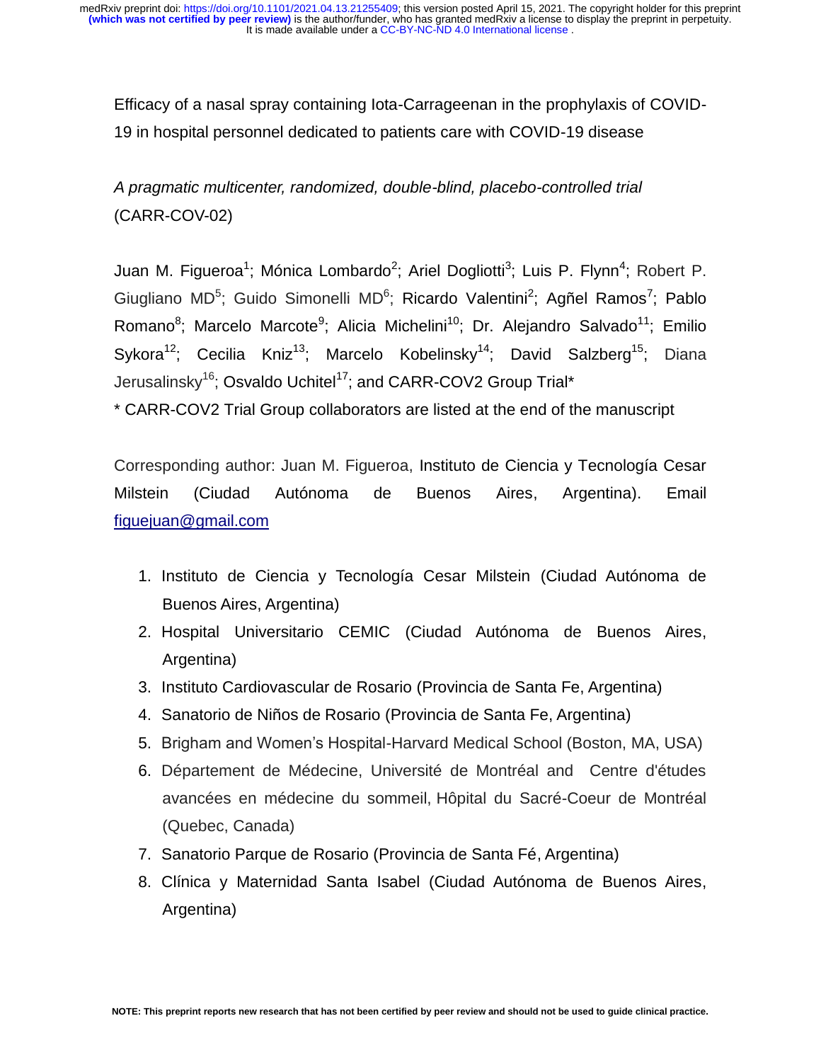Efficacy of a nasal spray containing Iota-Carrageenan in the prophylaxis of COVID-19 in hospital personnel dedicated to patients care with COVID-19 disease

*A pragmatic multicenter, randomized, double-blind, placebo-controlled trial* (CARR-COV-02)

Juan M. Figueroa[1]; Mónica Lombardo[2]; Ariel Dogliotti[3]; Luis P. Flynn[4]; Robert P. Giugliano MD[5]; Guido Simonelli MD[6]; Ricardo Valentini[2]; Agñel Ramos[7]; Pablo Romano[8]; Marcelo Marcote[9]; Alicia Michelini[10]; Dr. Alejandro Salvado[11]; Emilio Sykora[12]; Cecilia Kniz[13]; Marcelo Kobelinsky[14]; David Salzberg[15]; Diana Jerusalinsky[16]; Osvaldo Uchitel[17]; and CARR-COV2 Group Trial*

\* CARR-COV2 Trial Group collaborators are listed at the end of the manuscript

Corresponding author: Juan M. Figueroa, Instituto de Ciencia y Tecnología Cesar Milstein (Ciudad Autónoma de Buenos Aires, Argentina). Email figuejuan@gmail.com

1. Instituto de Ciencia y Tecnología Cesar Milstein (Ciudad Autónoma de Buenos Aires, Argentina)
2. Hospital Universitario CEMIC (Ciudad Autónoma de Buenos Aires, Argentina)
3. Instituto Cardiovascular de Rosario (Provincia de Santa Fe, Argentina)
4. Sanatorio de Niños de Rosario (Provincia de Santa Fe, Argentina)
5. Brigham and Women's Hospital-Harvard Medical School (Boston, MA, USA)
6. Département de Médecine, Université de Montréal and Centre d'études avancées en médecine du sommeil, Hôpital du Sacré-Coeur de Montréal (Quebec, Canada)
7. Sanatorio Parque de Rosario (Provincia de Santa Fé, Argentina)
8. Clínica y Maternidad Santa Isabel (Ciudad Autónoma de Buenos Aires, Argentina)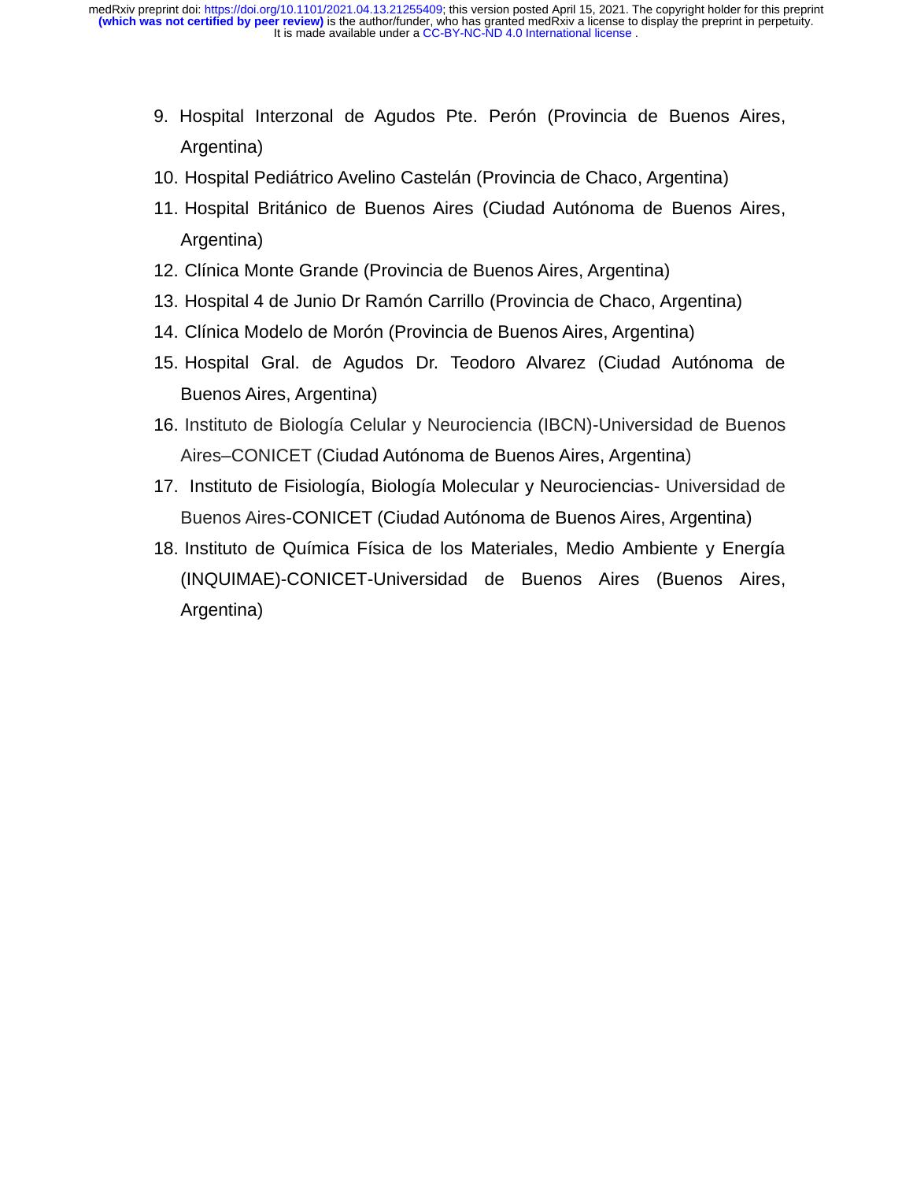9. Hospital Interzonal de Agudos Pte. Perón (Provincia de Buenos Aires, Argentina)
10. Hospital Pediátrico Avelino Castelán (Provincia de Chaco, Argentina)
11. Hospital Británico de Buenos Aires (Ciudad Autónoma de Buenos Aires, Argentina)
12. Clínica Monte Grande (Provincia de Buenos Aires, Argentina)
13. Hospital 4 de Junio Dr Ramón Carrillo (Provincia de Chaco, Argentina)
14. Clínica Modelo de Morón (Provincia de Buenos Aires, Argentina)
15. Hospital Gral. de Agudos Dr. Teodoro Alvarez (Ciudad Autónoma de Buenos Aires, Argentina)
16. Instituto de Biología Celular y Neurociencia (IBCN)-Universidad de Buenos Aires–CONICET (Ciudad Autónoma de Buenos Aires, Argentina)
17. Instituto de Fisiología, Biología Molecular y Neurociencias- Universidad de Buenos Aires-CONICET (Ciudad Autónoma de Buenos Aires, Argentina)
18. Instituto de Química Física de los Materiales, Medio Ambiente y Energía (INQUIMAE)-CONICET-Universidad de Buenos Aires (Buenos Aires, Argentina)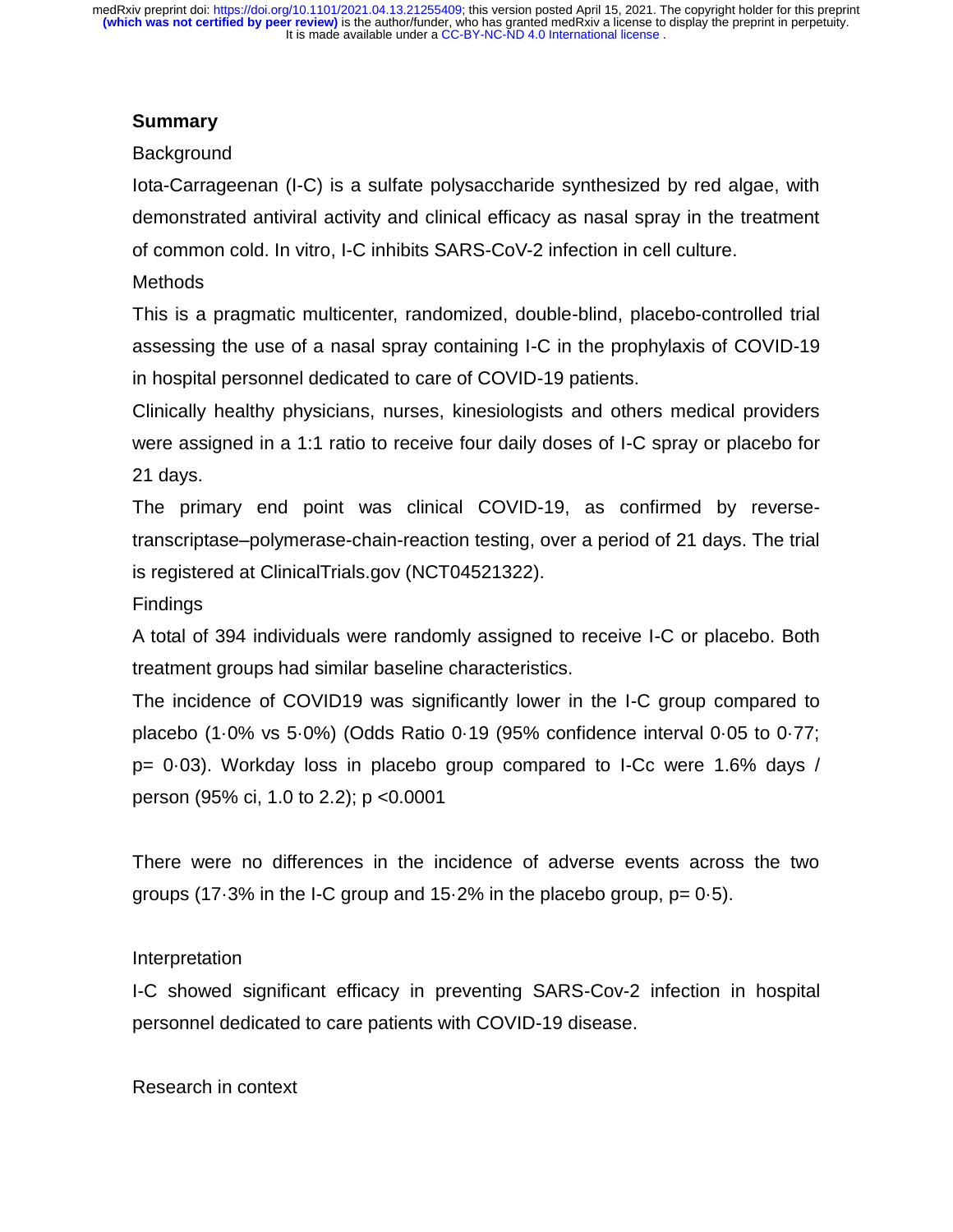## Summary

Background

Iota-Carrageenan (I-C) is a sulfate polysaccharide synthesized by red algae, with demonstrated antiviral activity and clinical efficacy as nasal spray in the treatment of common cold. In vitro, I-C inhibits SARS-CoV-2 infection in cell culture.

Methods

This is a pragmatic multicenter, randomized, double-blind, placebo-controlled trial assessing the use of a nasal spray containing I-C in the prophylaxis of COVID-19 in hospital personnel dedicated to care of COVID-19 patients.

Clinically healthy physicians, nurses, kinesiologists and others medical providers were assigned in a 1:1 ratio to receive four daily doses of I-C spray or placebo for 21 days.

The primary end point was clinical COVID-19, as confirmed by reverse-transcriptase–polymerase-chain-reaction testing, over a period of 21 days. The trial is registered at ClinicalTrials.gov (NCT04521322).

Findings

A total of 394 individuals were randomly assigned to receive I-C or placebo. Both treatment groups had similar baseline characteristics.

The incidence of COVID19 was significantly lower in the I-C group compared to placebo (1·0% vs 5·0%) (Odds Ratio 0·19 (95% confidence interval 0·05 to 0·77; p= 0·03). Workday loss in placebo group compared to I-Cc were 1.6% days / person (95% ci, 1.0 to 2.2); p <0.0001

There were no differences in the incidence of adverse events across the two groups (17·3% in the I-C group and 15·2% in the placebo group, p= 0·5).

Interpretation

I-C showed significant efficacy in preventing SARS-Cov-2 infection in hospital personnel dedicated to care patients with COVID-19 disease.

Research in context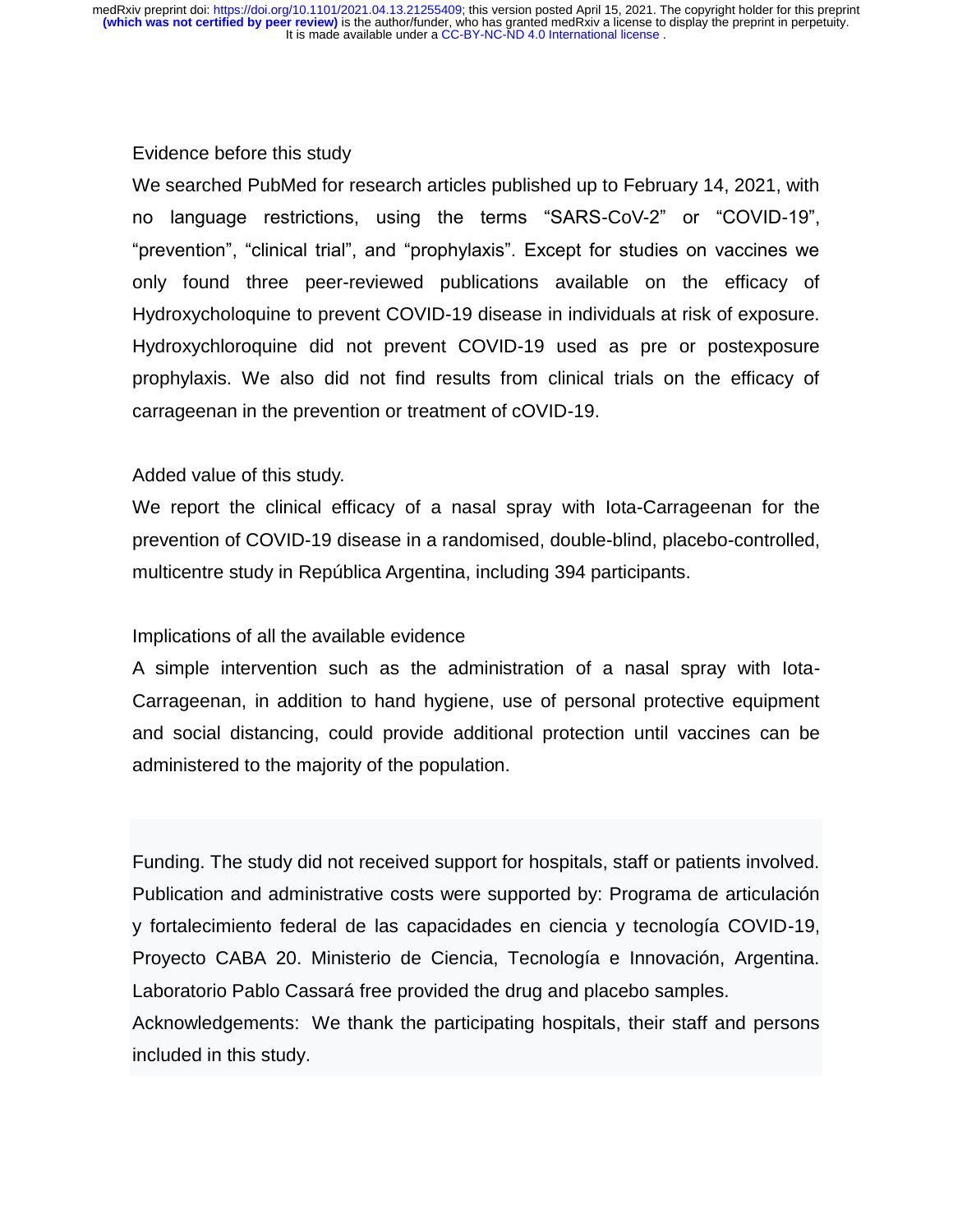Evidence before this study

We searched PubMed for research articles published up to February 14, 2021, with no language restrictions, using the terms "SARS-CoV-2" or "COVID-19", "prevention", "clinical trial", and "prophylaxis". Except for studies on vaccines we only found three peer-reviewed publications available on the efficacy of Hydroxycholoquine to prevent COVID-19 disease in individuals at risk of exposure. Hydroxychloroquine did not prevent COVID-19 used as pre or postexposure prophylaxis. We also did not find results from clinical trials on the efficacy of carrageenan in the prevention or treatment of cOVID-19.

Added value of this study.

We report the clinical efficacy of a nasal spray with Iota-Carrageenan for the prevention of COVID-19 disease in a randomised, double-blind, placebo-controlled, multicentre study in República Argentina, including 394 participants.

Implications of all the available evidence

A simple intervention such as the administration of a nasal spray with Iota-Carrageenan, in addition to hand hygiene, use of personal protective equipment and social distancing, could provide additional protection until vaccines can be administered to the majority of the population.

Funding. The study did not received support for hospitals, staff or patients involved. Publication and administrative costs were supported by: Programa de articulación y fortalecimiento federal de las capacidades en ciencia y tecnología COVID-19, Proyecto CABA 20. Ministerio de Ciencia, Tecnología e Innovación, Argentina. Laboratorio Pablo Cassará free provided the drug and placebo samples.

Acknowledgements: We thank the participating hospitals, their staff and persons included in this study.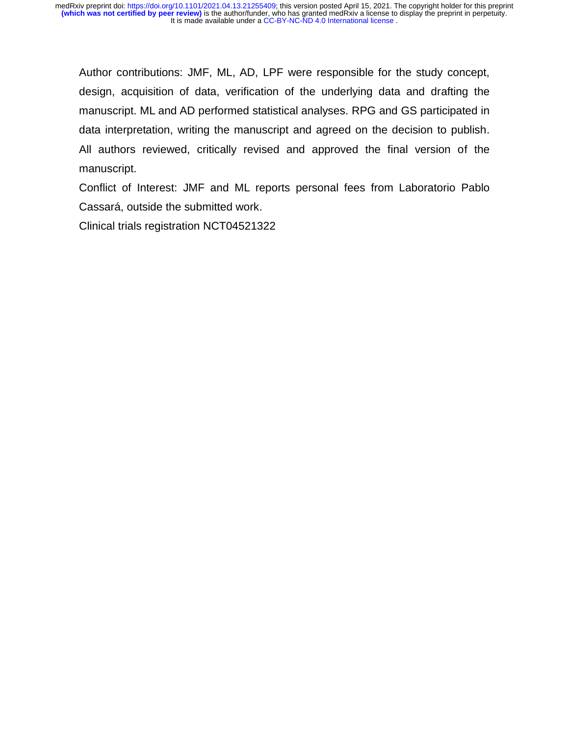Author contributions: JMF, ML, AD, LPF were responsible for the study concept, design, acquisition of data, verification of the underlying data and drafting the manuscript. ML and AD performed statistical analyses. RPG and GS participated in data interpretation, writing the manuscript and agreed on the decision to publish. All authors reviewed, critically revised and approved the final version of the manuscript.

Conflict of Interest: JMF and ML reports personal fees from Laboratorio Pablo Cassará, outside the submitted work.

Clinical trials registration NCT04521322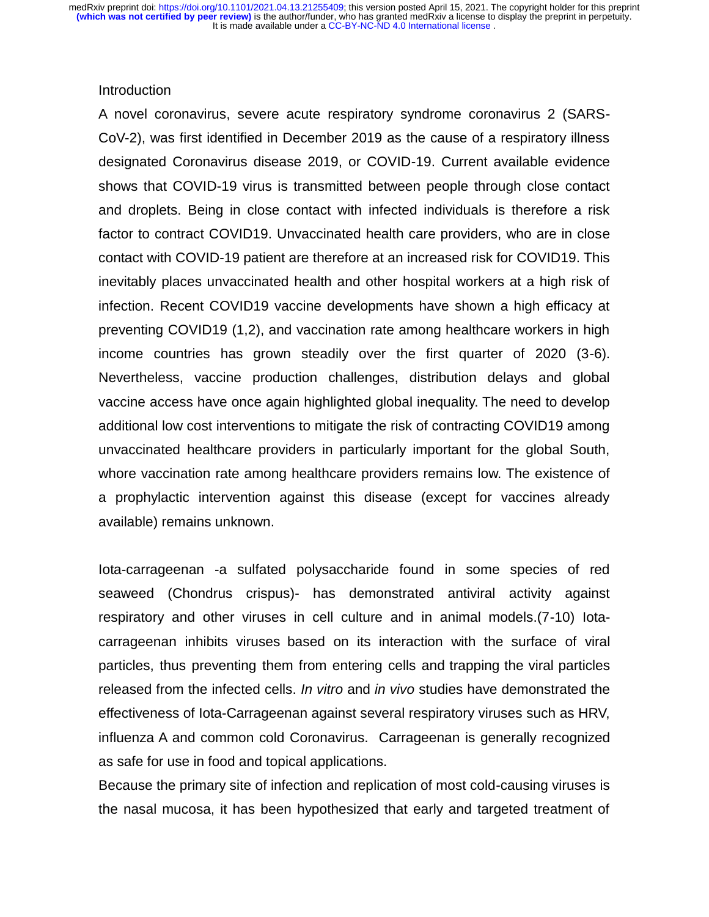## Introduction

A novel coronavirus, severe acute respiratory syndrome coronavirus 2 (SARS-CoV-2), was first identified in December 2019 as the cause of a respiratory illness designated Coronavirus disease 2019, or COVID-19. Current available evidence shows that COVID-19 virus is transmitted between people through close contact and droplets. Being in close contact with infected individuals is therefore a risk factor to contract COVID19. Unvaccinated health care providers, who are in close contact with COVID-19 patient are therefore at an increased risk for COVID19. This inevitably places unvaccinated health and other hospital workers at a high risk of infection. Recent COVID19 vaccine developments have shown a high efficacy at preventing COVID19 (1,2), and vaccination rate among healthcare workers in high income countries has grown steadily over the first quarter of 2020 (3-6). Nevertheless, vaccine production challenges, distribution delays and global vaccine access have once again highlighted global inequality. The need to develop additional low cost interventions to mitigate the risk of contracting COVID19 among unvaccinated healthcare providers in particularly important for the global South, whore vaccination rate among healthcare providers remains low. The existence of a prophylactic intervention against this disease (except for vaccines already available) remains unknown.

Iota-carrageenan -a sulfated polysaccharide found in some species of red seaweed (Chondrus crispus)- has demonstrated antiviral activity against respiratory and other viruses in cell culture and in animal models.(7-10) Iota-carrageenan inhibits viruses based on its interaction with the surface of viral particles, thus preventing them from entering cells and trapping the viral particles released from the infected cells. *In vitro* and *in vivo* studies have demonstrated the effectiveness of Iota-Carrageenan against several respiratory viruses such as HRV, influenza A and common cold Coronavirus. Carrageenan is generally recognized as safe for use in food and topical applications.

Because the primary site of infection and replication of most cold-causing viruses is the nasal mucosa, it has been hypothesized that early and targeted treatment of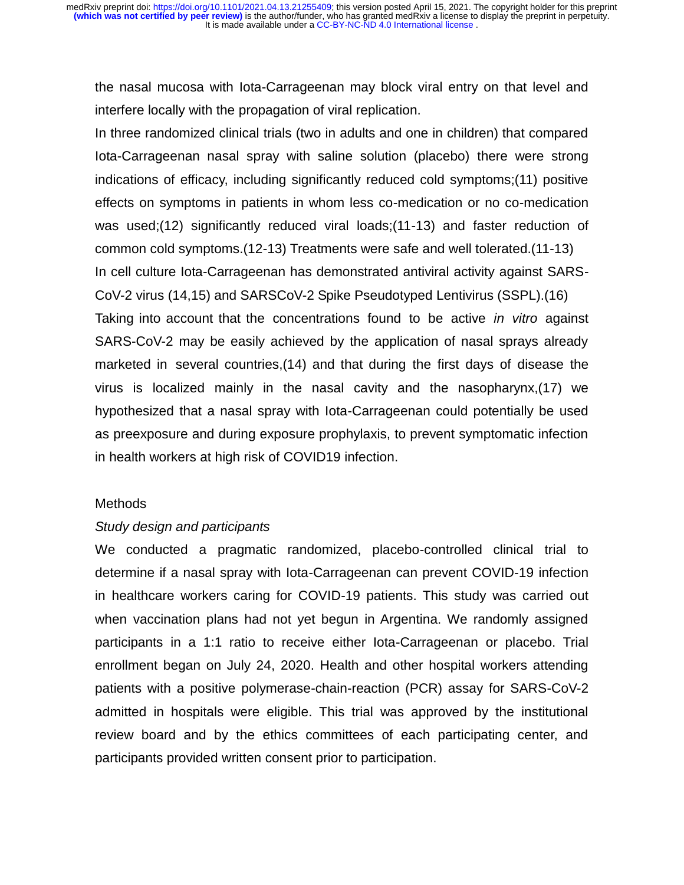the nasal mucosa with Iota-Carrageenan may block viral entry on that level and interfere locally with the propagation of viral replication.

In three randomized clinical trials (two in adults and one in children) that compared Iota-Carrageenan nasal spray with saline solution (placebo) there were strong indications of efficacy, including significantly reduced cold symptoms;(11) positive effects on symptoms in patients in whom less co-medication or no co-medication was used;(12) significantly reduced viral loads;(11-13) and faster reduction of common cold symptoms.(12-13) Treatments were safe and well tolerated.(11-13)

In cell culture Iota-Carrageenan has demonstrated antiviral activity against SARS-CoV-2 virus (14,15) and SARSCoV-2 Spike Pseudotyped Lentivirus (SSPL).(16)

Taking into account that the concentrations found to be active *in vitro* against SARS-CoV-2 may be easily achieved by the application of nasal sprays already marketed in several countries,(14) and that during the first days of disease the virus is localized mainly in the nasal cavity and the nasopharynx,(17) we hypothesized that a nasal spray with Iota-Carrageenan could potentially be used as preexposure and during exposure prophylaxis, to prevent symptomatic infection in health workers at high risk of COVID19 infection.

## Methods

### *Study design and participants*

We conducted a pragmatic randomized, placebo-controlled clinical trial to determine if a nasal spray with Iota-Carrageenan can prevent COVID-19 infection in healthcare workers caring for COVID-19 patients. This study was carried out when vaccination plans had not yet begun in Argentina. We randomly assigned participants in a 1:1 ratio to receive either Iota-Carrageenan or placebo. Trial enrollment began on July 24, 2020. Health and other hospital workers attending patients with a positive polymerase-chain-reaction (PCR) assay for SARS-CoV-2 admitted in hospitals were eligible. This trial was approved by the institutional review board and by the ethics committees of each participating center, and participants provided written consent prior to participation.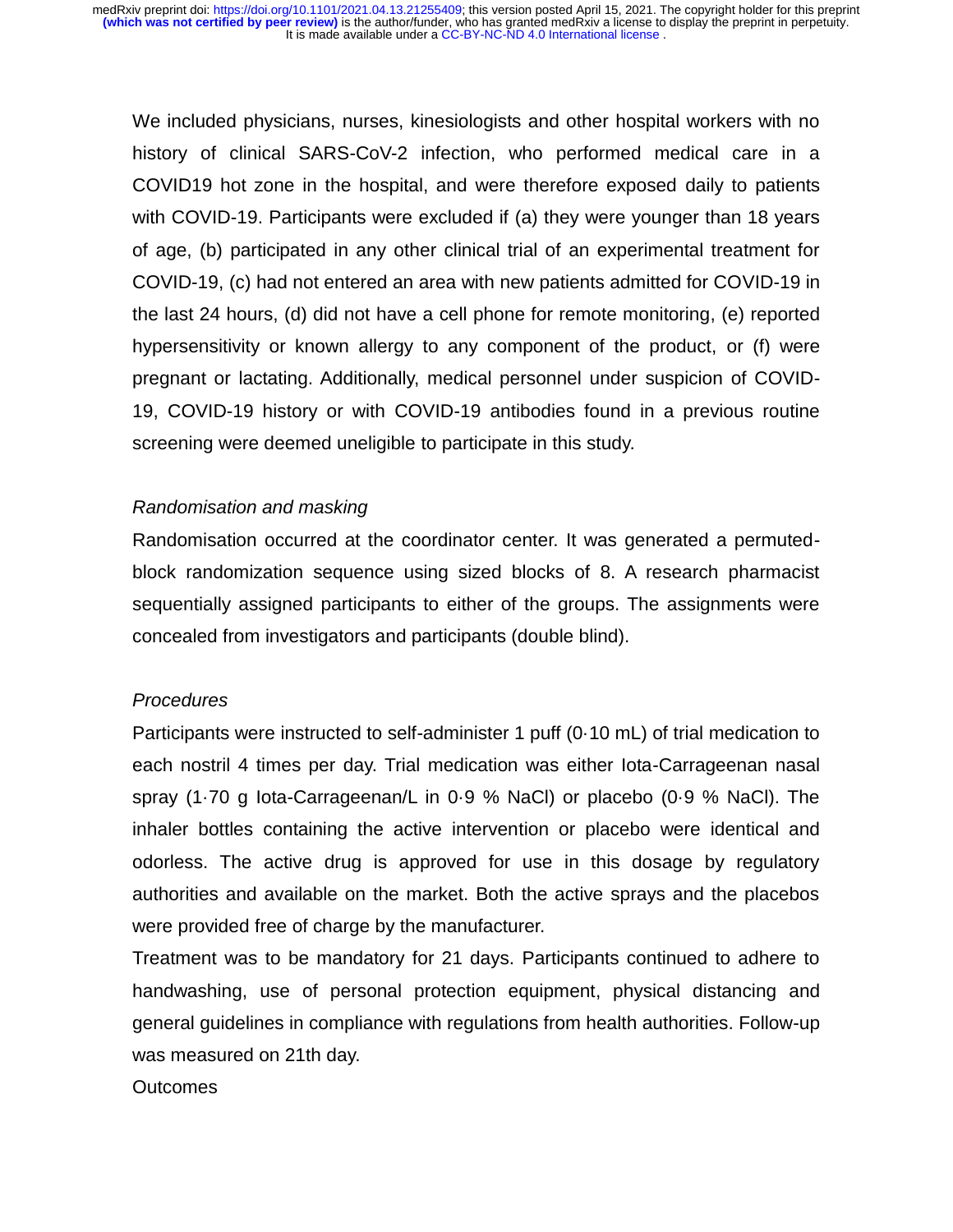We included physicians, nurses, kinesiologists and other hospital workers with no history of clinical SARS-CoV-2 infection, who performed medical care in a COVID19 hot zone in the hospital, and were therefore exposed daily to patients with COVID-19. Participants were excluded if (a) they were younger than 18 years of age, (b) participated in any other clinical trial of an experimental treatment for COVID-19, (c) had not entered an area with new patients admitted for COVID-19 in the last 24 hours, (d) did not have a cell phone for remote monitoring, (e) reported hypersensitivity or known allergy to any component of the product, or (f) were pregnant or lactating. Additionally, medical personnel under suspicion of COVID-19, COVID-19 history or with COVID-19 antibodies found in a previous routine screening were deemed uneligible to participate in this study.

*Randomisation and masking*

Randomisation occurred at the coordinator center. It was generated a permuted-block randomization sequence using sized blocks of 8. A research pharmacist sequentially assigned participants to either of the groups. The assignments were concealed from investigators and participants (double blind).

*Procedures*

Participants were instructed to self-administer 1 puff (0·10 mL) of trial medication to each nostril 4 times per day. Trial medication was either Iota-Carrageenan nasal spray (1·70 g Iota-Carrageenan/L in 0·9 % NaCl) or placebo (0·9 % NaCl). The inhaler bottles containing the active intervention or placebo were identical and odorless. The active drug is approved for use in this dosage by regulatory authorities and available on the market. Both the active sprays and the placebos were provided free of charge by the manufacturer.

Treatment was to be mandatory for 21 days. Participants continued to adhere to handwashing, use of personal protection equipment, physical distancing and general guidelines in compliance with regulations from health authorities. Follow-up was measured on 21th day.

Outcomes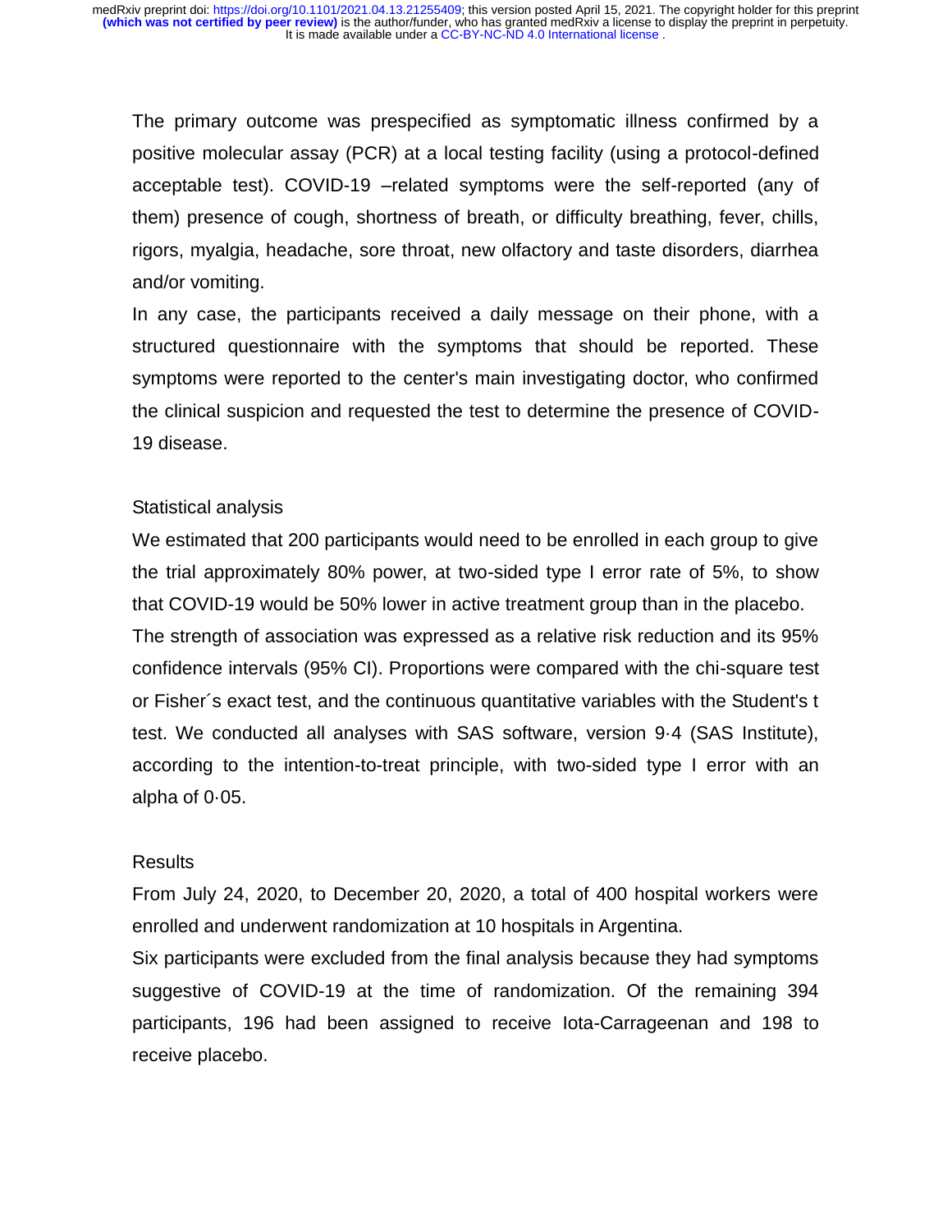The primary outcome was prespecified as symptomatic illness confirmed by a positive molecular assay (PCR) at a local testing facility (using a protocol-defined acceptable test). COVID-19 –related symptoms were the self-reported (any of them) presence of cough, shortness of breath, or difficulty breathing, fever, chills, rigors, myalgia, headache, sore throat, new olfactory and taste disorders, diarrhea and/or vomiting.

In any case, the participants received a daily message on their phone, with a structured questionnaire with the symptoms that should be reported. These symptoms were reported to the center's main investigating doctor, who confirmed the clinical suspicion and requested the test to determine the presence of COVID-19 disease.

## Statistical analysis

We estimated that 200 participants would need to be enrolled in each group to give the trial approximately 80% power, at two-sided type I error rate of 5%, to show that COVID-19 would be 50% lower in active treatment group than in the placebo.

The strength of association was expressed as a relative risk reduction and its 95% confidence intervals (95% CI). Proportions were compared with the chi-square test or Fisher´s exact test, and the continuous quantitative variables with the Student's t test. We conducted all analyses with SAS software, version 9·4 (SAS Institute), according to the intention-to-treat principle, with two-sided type I error with an alpha of 0·05.

## Results

From July 24, 2020, to December 20, 2020, a total of 400 hospital workers were enrolled and underwent randomization at 10 hospitals in Argentina.

Six participants were excluded from the final analysis because they had symptoms suggestive of COVID-19 at the time of randomization. Of the remaining 394 participants, 196 had been assigned to receive Iota-Carrageenan and 198 to receive placebo.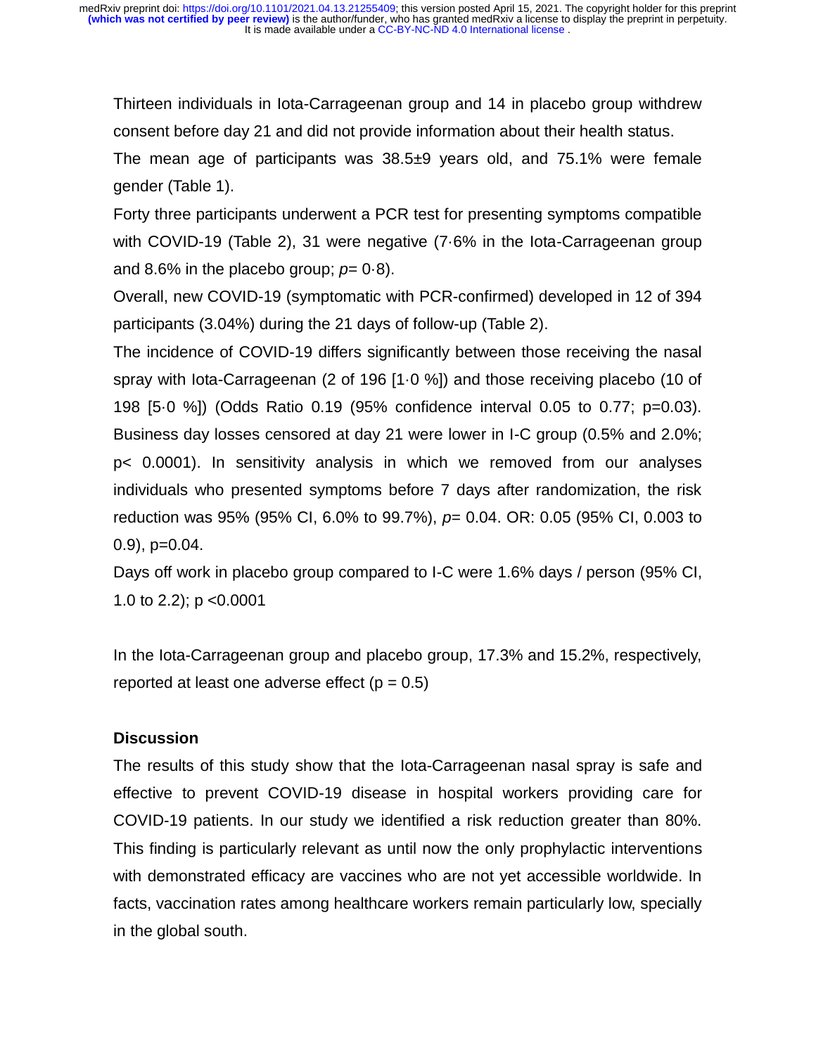Thirteen individuals in Iota-Carrageenan group and 14 in placebo group withdrew consent before day 21 and did not provide information about their health status.

The mean age of participants was 38.5±9 years old, and 75.1% were female gender (Table 1).

Forty three participants underwent a PCR test for presenting symptoms compatible with COVID-19 (Table 2), 31 were negative (7·6% in the Iota-Carrageenan group and 8.6% in the placebo group; *p*= 0·8).

Overall, new COVID-19 (symptomatic with PCR-confirmed) developed in 12 of 394 participants (3.04%) during the 21 days of follow-up (Table 2).

The incidence of COVID-19 differs significantly between those receiving the nasal spray with Iota-Carrageenan (2 of 196 [1·0 %]) and those receiving placebo (10 of 198 [5·0 %]) (Odds Ratio 0.19 (95% confidence interval 0.05 to 0.77; p=0.03). Business day losses censored at day 21 were lower in I-C group (0.5% and 2.0%; p< 0.0001). In sensitivity analysis in which we removed from our analyses individuals who presented symptoms before 7 days after randomization, the risk reduction was 95% (95% CI, 6.0% to 99.7%), *p*= 0.04. OR: 0.05 (95% CI, 0.003 to 0.9), p=0.04.

Days off work in placebo group compared to I-C were 1.6% days / person (95% CI, 1.0 to 2.2); p <0.0001

In the Iota-Carrageenan group and placebo group, 17.3% and 15.2%, respectively, reported at least one adverse effect (p = 0.5)

## Discussion

The results of this study show that the Iota-Carrageenan nasal spray is safe and effective to prevent COVID-19 disease in hospital workers providing care for COVID-19 patients. In our study we identified a risk reduction greater than 80%. This finding is particularly relevant as until now the only prophylactic interventions with demonstrated efficacy are vaccines who are not yet accessible worldwide. In facts, vaccination rates among healthcare workers remain particularly low, specially in the global south.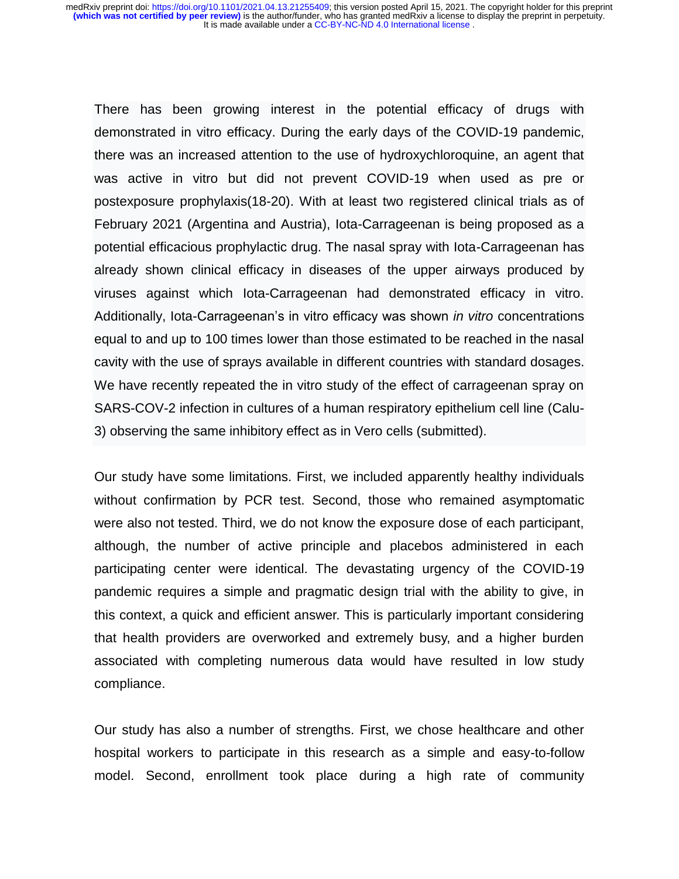There has been growing interest in the potential efficacy of drugs with demonstrated in vitro efficacy. During the early days of the COVID-19 pandemic, there was an increased attention to the use of hydroxychloroquine, an agent that was active in vitro but did not prevent COVID-19 when used as pre or postexposure prophylaxis(18-20). With at least two registered clinical trials as of February 2021 (Argentina and Austria), Iota-Carrageenan is being proposed as a potential efficacious prophylactic drug. The nasal spray with Iota-Carrageenan has already shown clinical efficacy in diseases of the upper airways produced by viruses against which Iota-Carrageenan had demonstrated efficacy in vitro. Additionally, Iota-Carrageenan's in vitro efficacy was shown *in vitro* concentrations equal to and up to 100 times lower than those estimated to be reached in the nasal cavity with the use of sprays available in different countries with standard dosages. We have recently repeated the in vitro study of the effect of carrageenan spray on SARS-COV-2 infection in cultures of a human respiratory epithelium cell line (Calu-3) observing the same inhibitory effect as in Vero cells (submitted).

Our study have some limitations. First, we included apparently healthy individuals without confirmation by PCR test. Second, those who remained asymptomatic were also not tested. Third, we do not know the exposure dose of each participant, although, the number of active principle and placebos administered in each participating center were identical. The devastating urgency of the COVID-19 pandemic requires a simple and pragmatic design trial with the ability to give, in this context, a quick and efficient answer. This is particularly important considering that health providers are overworked and extremely busy, and a higher burden associated with completing numerous data would have resulted in low study compliance.

Our study has also a number of strengths. First, we chose healthcare and other hospital workers to participate in this research as a simple and easy-to-follow model. Second, enrollment took place during a high rate of community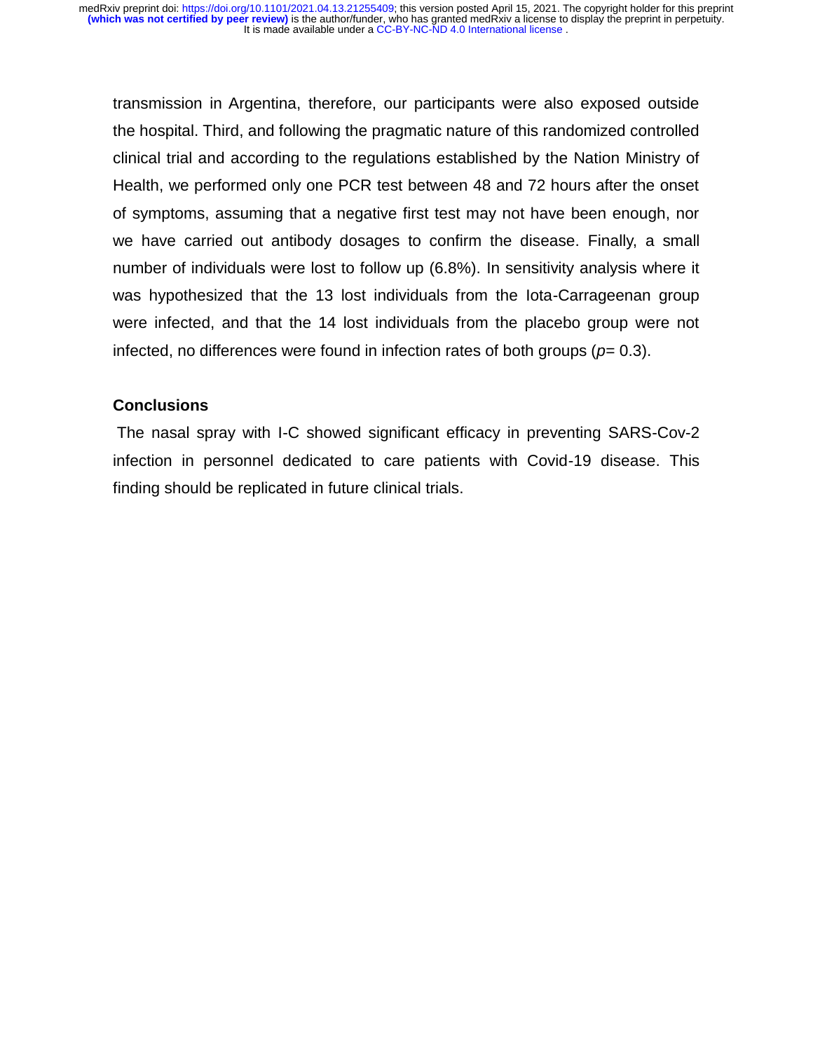transmission in Argentina, therefore, our participants were also exposed outside the hospital. Third, and following the pragmatic nature of this randomized controlled clinical trial and according to the regulations established by the Nation Ministry of Health, we performed only one PCR test between 48 and 72 hours after the onset of symptoms, assuming that a negative first test may not have been enough, nor we have carried out antibody dosages to confirm the disease. Finally, a small number of individuals were lost to follow up (6.8%). In sensitivity analysis where it was hypothesized that the 13 lost individuals from the Iota-Carrageenan group were infected, and that the 14 lost individuals from the placebo group were not infected, no differences were found in infection rates of both groups ($p$= 0.3).

## Conclusions

The nasal spray with I-C showed significant efficacy in preventing SARS-Cov-2 infection in personnel dedicated to care patients with Covid-19 disease. This finding should be replicated in future clinical trials.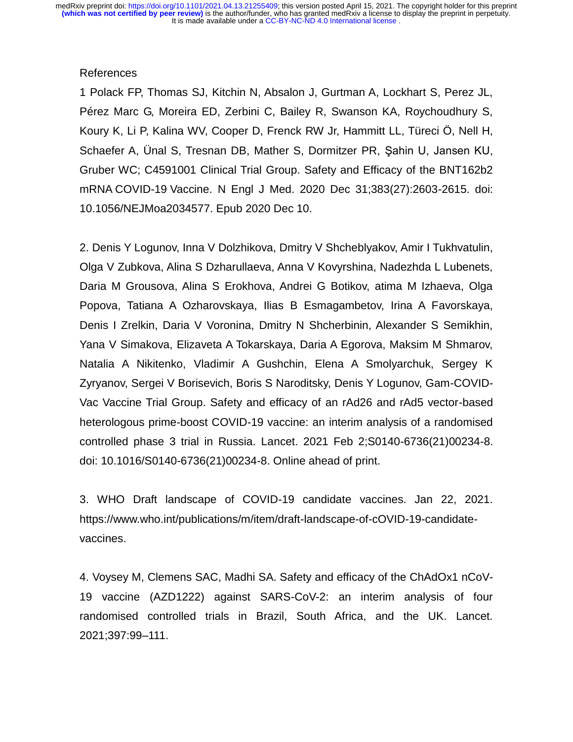References

1 Polack FP, Thomas SJ, Kitchin N, Absalon J, Gurtman A, Lockhart S, Perez JL, Pérez Marc G, Moreira ED, Zerbini C, Bailey R, Swanson KA, Roychoudhury S, Koury K, Li P, Kalina WV, Cooper D, Frenck RW Jr, Hammitt LL, Türeci Ö, Nell H, Schaefer A, Ünal S, Tresnan DB, Mather S, Dormitzer PR, Şahin U, Jansen KU, Gruber WC; C4591001 Clinical Trial Group. Safety and Efficacy of the BNT162b2 mRNA COVID-19 Vaccine. N Engl J Med. 2020 Dec 31;383(27):2603-2615. doi: 10.1056/NEJMoa2034577. Epub 2020 Dec 10.

2. Denis Y Logunov, Inna V Dolzhikova, Dmitry V Shcheblyakov, Amir I Tukhvatulin, Olga V Zubkova, Alina S Dzharullaeva, Anna V Kovyrshina, Nadezhda L Lubenets, Daria M Grousova, Alina S Erokhova, Andrei G Botikov, atima M Izhaeva, Olga Popova, Tatiana A Ozharovskaya, Ilias B Esmagambetov, Irina A Favorskaya, Denis I Zrelkin, Daria V Voronina, Dmitry N Shcherbinin, Alexander S Semikhin, Yana V Simakova, Elizaveta A Tokarskaya, Daria A Egorova, Maksim M Shmarov, Natalia A Nikitenko, Vladimir A Gushchin, Elena A Smolyarchuk, Sergey K Zyryanov, Sergei V Borisevich, Boris S Naroditsky, Denis Y Logunov, Gam-COVID-Vac Vaccine Trial Group. Safety and efficacy of an rAd26 and rAd5 vector-based heterologous prime-boost COVID-19 vaccine: an interim analysis of a randomised controlled phase 3 trial in Russia. Lancet. 2021 Feb 2;S0140-6736(21)00234-8. doi: 10.1016/S0140-6736(21)00234-8. Online ahead of print.

3. WHO Draft landscape of COVID-19 candidate vaccines. Jan 22, 2021. https://www.who.int/publications/m/item/draft-landscape-of-cOVID-19-candidate-vaccines.

4. Voysey M, Clemens SAC, Madhi SA. Safety and efficacy of the ChAdOx1 nCoV-19 vaccine (AZD1222) against SARS-CoV-2: an interim analysis of four randomised controlled trials in Brazil, South Africa, and the UK. Lancet. 2021;397:99–111.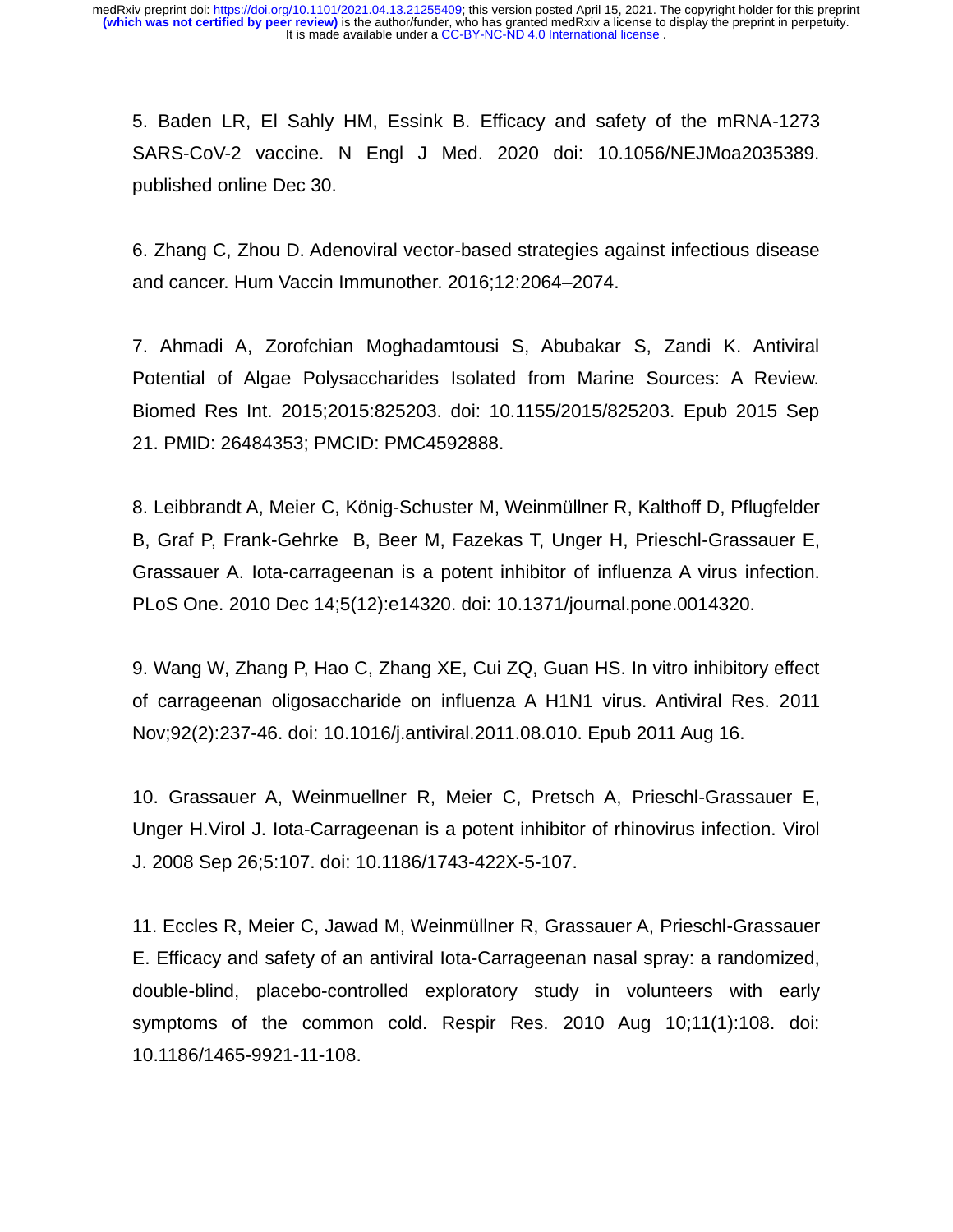5. Baden LR, El Sahly HM, Essink B. Efficacy and safety of the mRNA-1273 SARS-CoV-2 vaccine. N Engl J Med. 2020 doi: 10.1056/NEJMoa2035389. published online Dec 30.

6. Zhang C, Zhou D. Adenoviral vector-based strategies against infectious disease and cancer. Hum Vaccin Immunother. 2016;12:2064–2074.

7. Ahmadi A, Zorofchian Moghadamtousi S, Abubakar S, Zandi K. Antiviral Potential of Algae Polysaccharides Isolated from Marine Sources: A Review. Biomed Res Int. 2015;2015:825203. doi: 10.1155/2015/825203. Epub 2015 Sep 21. PMID: 26484353; PMCID: PMC4592888.

8. Leibbrandt A, Meier C, König-Schuster M, Weinmüllner R, Kalthoff D, Pflugfelder B, Graf P, Frank-Gehrke B, Beer M, Fazekas T, Unger H, Prieschl-Grassauer E, Grassauer A. Iota-carrageenan is a potent inhibitor of influenza A virus infection. PLoS One. 2010 Dec 14;5(12):e14320. doi: 10.1371/journal.pone.0014320.

9. Wang W, Zhang P, Hao C, Zhang XE, Cui ZQ, Guan HS. In vitro inhibitory effect of carrageenan oligosaccharide on influenza A H1N1 virus. Antiviral Res. 2011 Nov;92(2):237-46. doi: 10.1016/j.antiviral.2011.08.010. Epub 2011 Aug 16.

10. Grassauer A, Weinmuellner R, Meier C, Pretsch A, Prieschl-Grassauer E, Unger H.Virol J. Iota-Carrageenan is a potent inhibitor of rhinovirus infection. Virol J. 2008 Sep 26;5:107. doi: 10.1186/1743-422X-5-107.

11. Eccles R, Meier C, Jawad M, Weinmüllner R, Grassauer A, Prieschl-Grassauer E. Efficacy and safety of an antiviral Iota-Carrageenan nasal spray: a randomized, double-blind, placebo-controlled exploratory study in volunteers with early symptoms of the common cold. Respir Res. 2010 Aug 10;11(1):108. doi: 10.1186/1465-9921-11-108.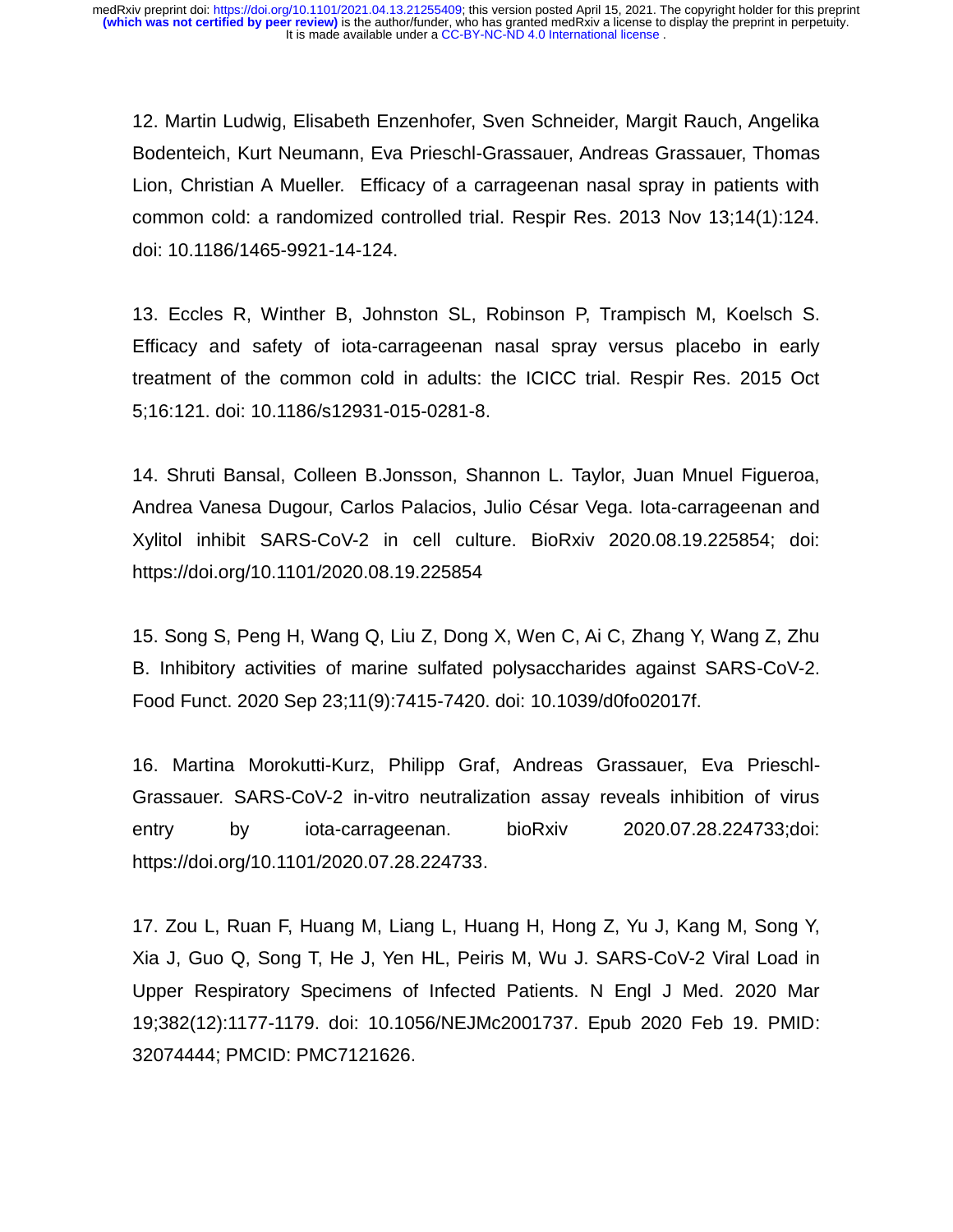12. Martin Ludwig, Elisabeth Enzenhofer, Sven Schneider, Margit Rauch, Angelika Bodenteich, Kurt Neumann, Eva Prieschl-Grassauer, Andreas Grassauer, Thomas Lion, Christian A Mueller. Efficacy of a carrageenan nasal spray in patients with common cold: a randomized controlled trial. Respir Res. 2013 Nov 13;14(1):124. doi: 10.1186/1465-9921-14-124.

13. Eccles R, Winther B, Johnston SL, Robinson P, Trampisch M, Koelsch S. Efficacy and safety of iota-carrageenan nasal spray versus placebo in early treatment of the common cold in adults: the ICICC trial. Respir Res. 2015 Oct 5;16:121. doi: 10.1186/s12931-015-0281-8.

14. Shruti Bansal, Colleen B.Jonsson, Shannon L. Taylor, Juan Mnuel Figueroa, Andrea Vanesa Dugour, Carlos Palacios, Julio César Vega. Iota-carrageenan and Xylitol inhibit SARS-CoV-2 in cell culture. BioRxiv 2020.08.19.225854; doi: https://doi.org/10.1101/2020.08.19.225854

15. Song S, Peng H, Wang Q, Liu Z, Dong X, Wen C, Ai C, Zhang Y, Wang Z, Zhu B. Inhibitory activities of marine sulfated polysaccharides against SARS-CoV-2. Food Funct. 2020 Sep 23;11(9):7415-7420. doi: 10.1039/d0fo02017f.

16. Martina Morokutti-Kurz, Philipp Graf, Andreas Grassauer, Eva Prieschl-Grassauer. SARS-CoV-2 in-vitro neutralization assay reveals inhibition of virus entry by iota-carrageenan. bioRxiv 2020.07.28.224733;doi: https://doi.org/10.1101/2020.07.28.224733.

17. Zou L, Ruan F, Huang M, Liang L, Huang H, Hong Z, Yu J, Kang M, Song Y, Xia J, Guo Q, Song T, He J, Yen HL, Peiris M, Wu J. SARS-CoV-2 Viral Load in Upper Respiratory Specimens of Infected Patients. N Engl J Med. 2020 Mar 19;382(12):1177-1179. doi: 10.1056/NEJMc2001737. Epub 2020 Feb 19. PMID: 32074444; PMCID: PMC7121626.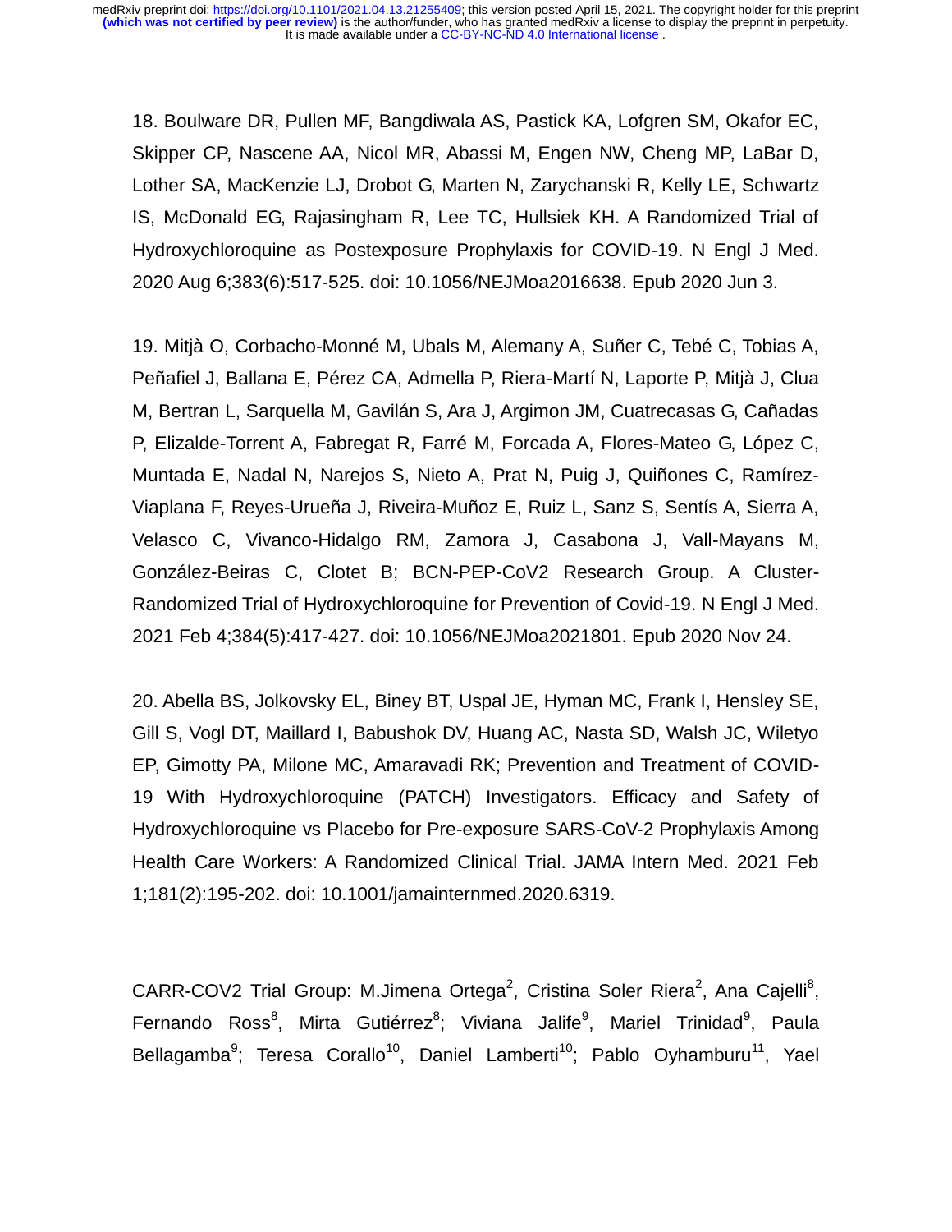18. Boulware DR, Pullen MF, Bangdiwala AS, Pastick KA, Lofgren SM, Okafor EC, Skipper CP, Nascene AA, Nicol MR, Abassi M, Engen NW, Cheng MP, LaBar D, Lother SA, MacKenzie LJ, Drobot G, Marten N, Zarychanski R, Kelly LE, Schwartz IS, McDonald EG, Rajasingham R, Lee TC, Hullsiek KH. A Randomized Trial of Hydroxychloroquine as Postexposure Prophylaxis for COVID-19. N Engl J Med. 2020 Aug 6;383(6):517-525. doi: 10.1056/NEJMoa2016638. Epub 2020 Jun 3.

19. Mitjà O, Corbacho-Monné M, Ubals M, Alemany A, Suñer C, Tebé C, Tobias A, Peñafiel J, Ballana E, Pérez CA, Admella P, Riera-Martí N, Laporte P, Mitjà J, Clua M, Bertran L, Sarquella M, Gavilán S, Ara J, Argimon JM, Cuatrecasas G, Cañadas P, Elizalde-Torrent A, Fabregat R, Farré M, Forcada A, Flores-Mateo G, López C, Muntada E, Nadal N, Narejos S, Nieto A, Prat N, Puig J, Quiñones C, Ramírez-Viaplana F, Reyes-Urueña J, Riveira-Muñoz E, Ruiz L, Sanz S, Sentís A, Sierra A, Velasco C, Vivanco-Hidalgo RM, Zamora J, Casabona J, Vall-Mayans M, González-Beiras C, Clotet B; BCN-PEP-CoV2 Research Group. A Cluster-Randomized Trial of Hydroxychloroquine for Prevention of Covid-19. N Engl J Med. 2021 Feb 4;384(5):417-427. doi: 10.1056/NEJMoa2021801. Epub 2020 Nov 24.

20. Abella BS, Jolkovsky EL, Biney BT, Uspal JE, Hyman MC, Frank I, Hensley SE, Gill S, Vogl DT, Maillard I, Babushok DV, Huang AC, Nasta SD, Walsh JC, Wiletyo EP, Gimotty PA, Milone MC, Amaravadi RK; Prevention and Treatment of COVID-19 With Hydroxychloroquine (PATCH) Investigators. Efficacy and Safety of Hydroxychloroquine vs Placebo for Pre-exposure SARS-CoV-2 Prophylaxis Among Health Care Workers: A Randomized Clinical Trial. JAMA Intern Med. 2021 Feb 1;181(2):195-202. doi: 10.1001/jamainternmed.2020.6319.

CARR-COV2 Trial Group: M.Jimena Ortega[2], Cristina Soler Riera[2], Ana Cajelli[8], Fernando Ross[8], Mirta Gutiérrez[8]; Viviana Jalife[9], Mariel Trinidad[9], Paula Bellagamba[9]; Teresa Corallo[10], Daniel Lamberti[10]; Pablo Oyhamburu[11], Yael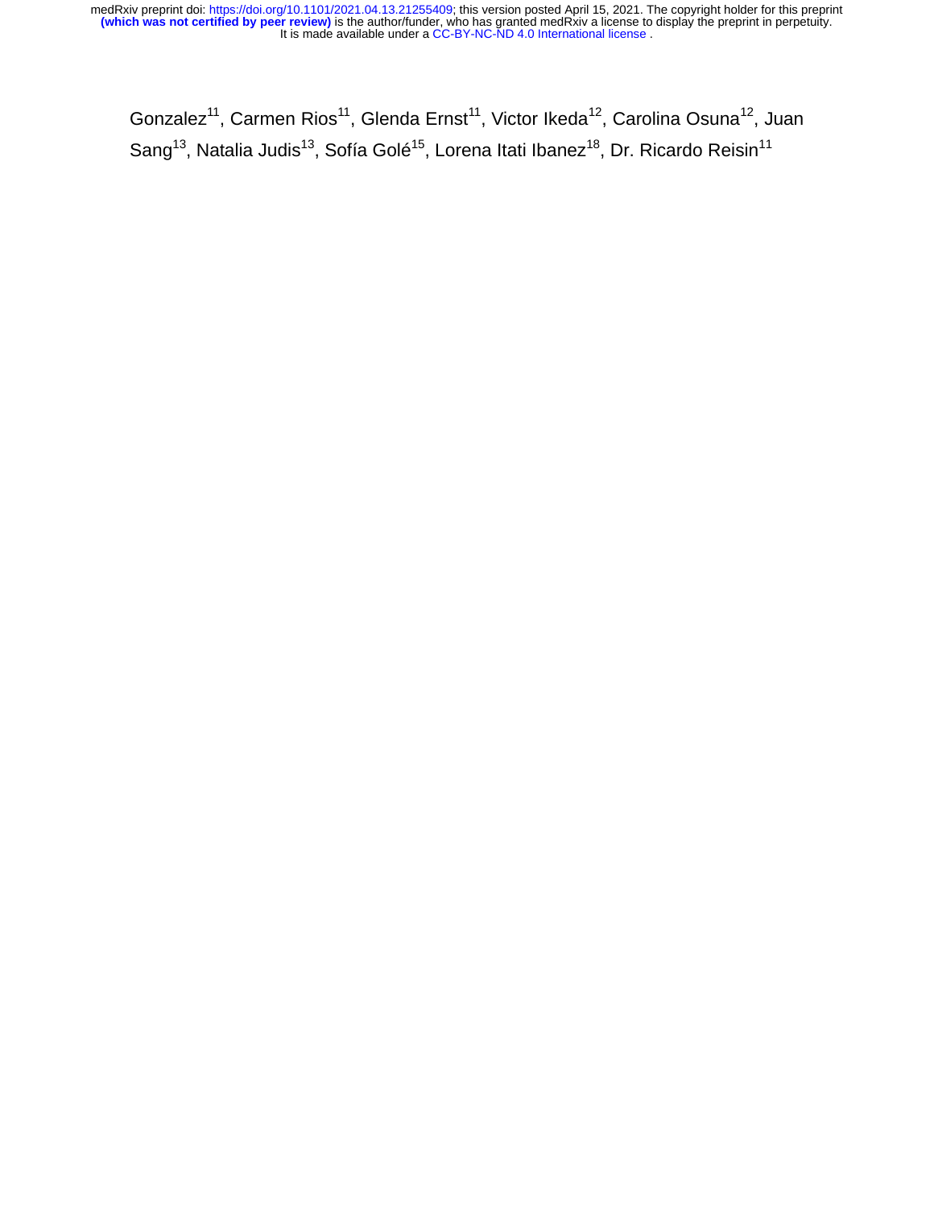Gonzalez[11], Carmen Rios[11], Glenda Ernst[11], Victor Ikeda[12], Carolina Osuna[12], Juan Sang[13], Natalia Judis[13], Sofía Golé[15], Lorena Itati Ibanez[18], Dr. Ricardo Reisin[11]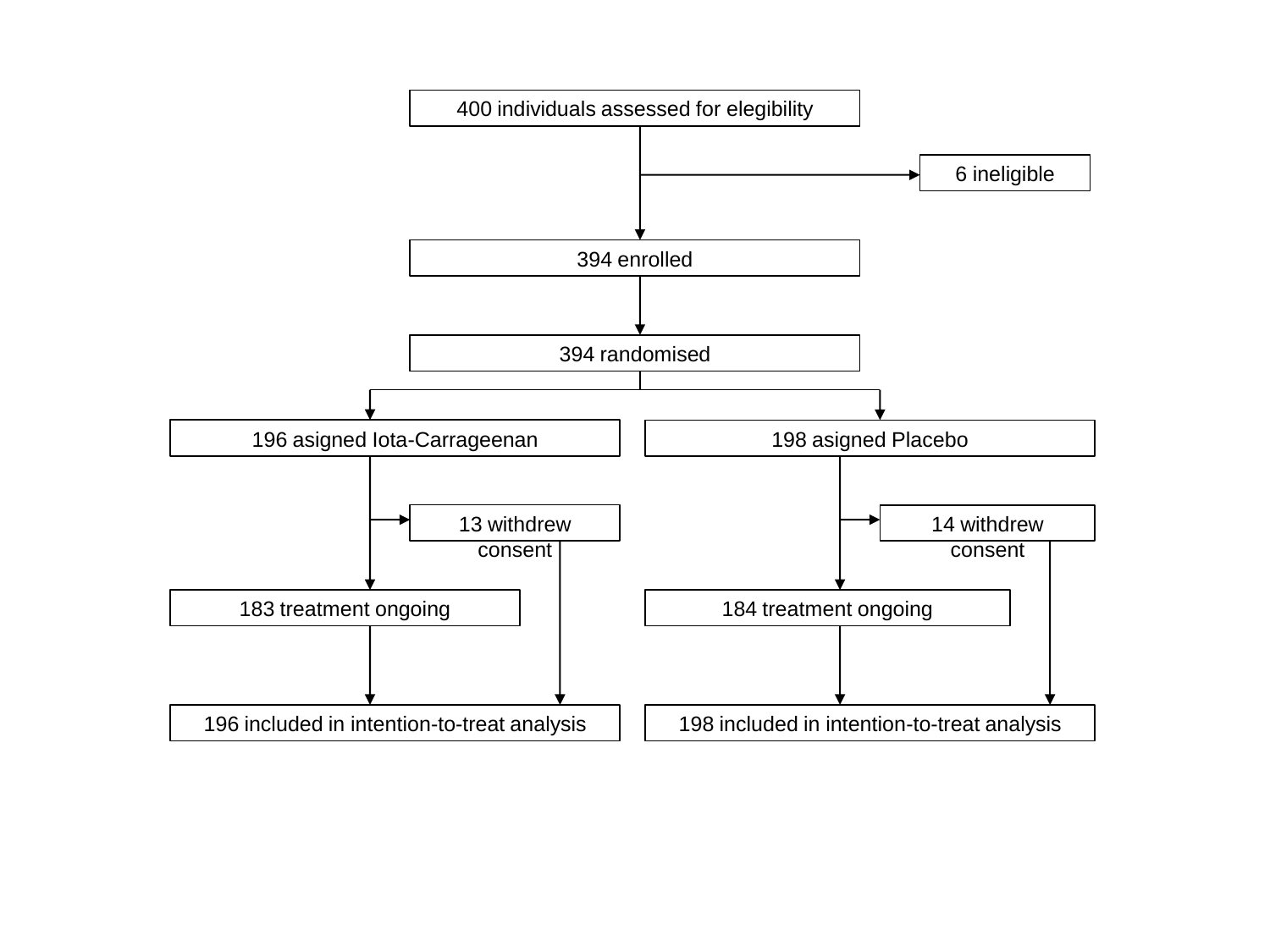400 individuals assessed for elegibility

6 ineligible

394 enrolled

394 randomised

196 asigned Iota-Carrageenan

198 asigned Placebo

13 withdrew consent

14 withdrew consent

183 treatment ongoing

184 treatment ongoing

196 included in intention-to-treat analysis

198 included in intention-to-treat analysis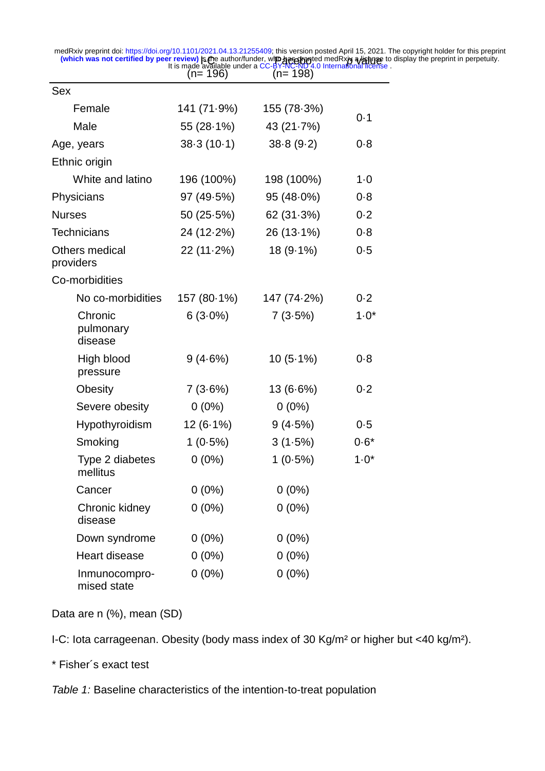| | I-C (n= 196) | Placebo (n= 198) | p value |
|---|---|---|---|
| Sex | | | |
| Female | 141 (71·9%) | 155 (78·3%) | 0·1 |
| Male | 55 (28·1%) | 43 (21·7%) | |
| Age, years | 38·3 (10·1) | 38·8 (9·2) | 0·8 |
| Ethnic origin | | | |
| White and latino | 196 (100%) | 198 (100%) | 1·0 |
| Physicians | 97 (49·5%) | 95 (48·0%) | 0·8 |
| Nurses | 50 (25·5%) | 62 (31·3%) | 0·2 |
| Technicians | 24 (12·2%) | 26 (13·1%) | 0·8 |
| Others medical providers | 22 (11·2%) | 18 (9·1%) | 0·5 |
| Co-morbidities | | | |
| No co-morbidities | 157 (80·1%) | 147 (74·2%) | 0·2 |
| Chronic pulmonary disease | 6 (3·0%) | 7 (3·5%) | 1·0* |
| High blood pressure | 9 (4·6%) | 10 (5·1%) | 0·8 |
| Obesity | 7 (3·6%) | 13 (6·6%) | 0·2 |
| Severe obesity | 0 (0%) | 0 (0%) | |
| Hypothyroidism | 12 (6·1%) | 9 (4·5%) | 0·5 |
| Smoking | 1 (0·5%) | 3 (1·5%) | 0·6* |
| Type 2 diabetes mellitus | 0 (0%) | 1 (0·5%) | 1·0* |
| Cancer | 0 (0%) | 0 (0%) | |
| Chronic kidney disease | 0 (0%) | 0 (0%) | |
| Down syndrome | 0 (0%) | 0 (0%) | |
| Heart disease | 0 (0%) | 0 (0%) | |
| Inmunocompro-mised state | 0 (0%) | 0 (0%) | |

Data are n (%), mean (SD)

I-C: Iota carrageenan. Obesity (body mass index of 30 Kg/m² or higher but <40 kg/m²).

* Fisher´s exact test

*Table 1:* Baseline characteristics of the intention-to-treat population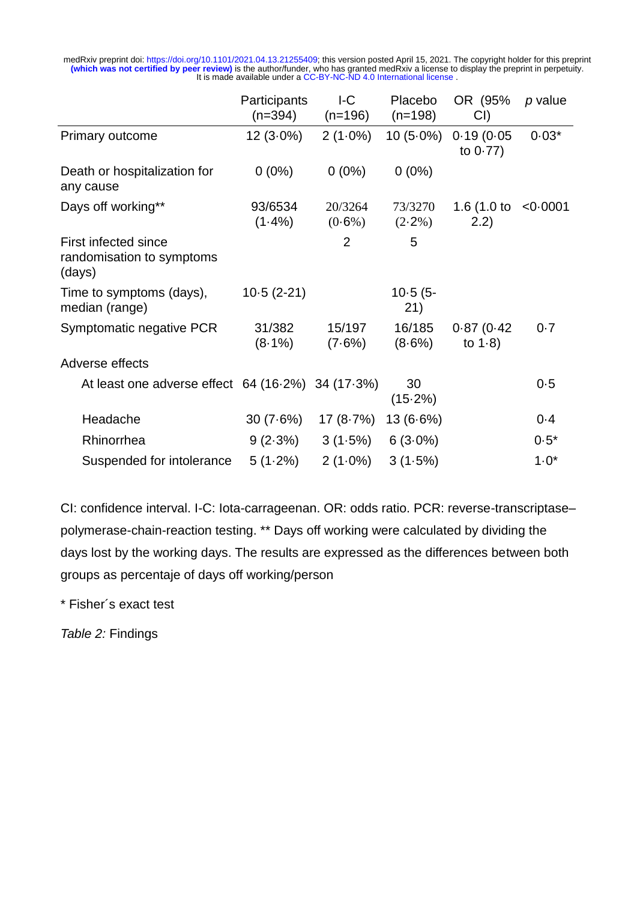| | Participants (n=394) | I-C (n=196) | Placebo (n=198) | OR (95% CI) | *p* value |
|---|---|---|---|---|---|
| Primary outcome | 12 (3·0%) | 2 (1·0%) | 10 (5·0%) | 0·19 (0·05 to 0·77) | 0·03* |
| Death or hospitalization for any cause | 0 (0%) | 0 (0%) | 0 (0%) | | |
| Days off working** | 93/6534 (1·4%) | 20/3264 (0·6%) | 73/3270 (2·2%) | 1.6 (1.0 to 2.2) | <0·0001 |
| First infected since randomisation to symptoms (days) | | 2 | 5 | | |
| Time to symptoms (days), median (range) | 10·5 (2-21) | | 10·5 (5-21) | | |
| Symptomatic negative PCR | 31/382 (8·1%) | 15/197 (7·6%) | 16/185 (8·6%) | 0·87 (0·42 to 1·8) | 0·7 |
| Adverse effects | | | | | |
| At least one adverse effect | 64 (16·2%) | 34 (17·3%) | 30 (15·2%) | | 0·5 |
| Headache | 30 (7·6%) | 17 (8·7%) | 13 (6·6%) | | 0·4 |
| Rhinorrhea | 9 (2·3%) | 3 (1·5%) | 6 (3·0%) | | 0·5* |
| Suspended for intolerance | 5 (1·2%) | 2 (1·0%) | 3 (1·5%) | | 1·0* |

CI: confidence interval. I-C: Iota-carrageenan. OR: odds ratio. PCR: reverse-transcriptase–polymerase-chain-reaction testing. ** Days off working were calculated by dividing the days lost by the working days. The results are expressed as the differences between both groups as percentaje of days off working/person

* Fisher´s exact test

*Table 2:* Findings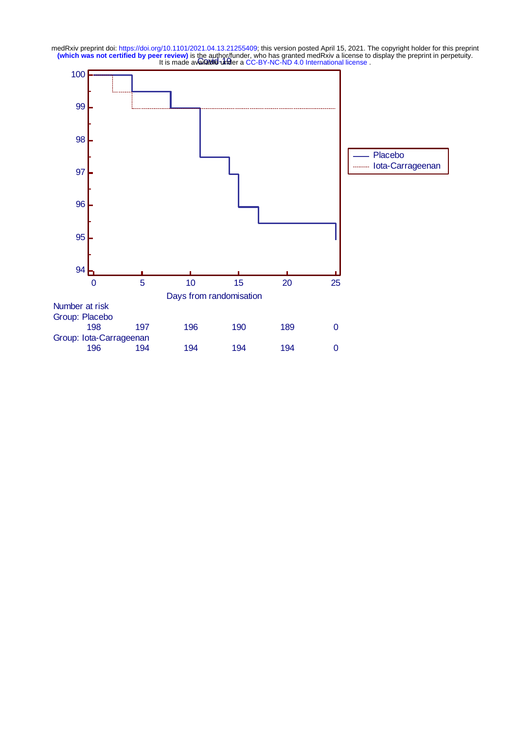Covid-19

100
99
98
97
96
95
94

0 5 10 15 20 25

Days from randomisation

Placebo
Iota-Carrageenan

Number at risk
Group: Placebo
198 197 196 190 189 0
Group: Iota-Carrageenan
196 194 194 194 194 0